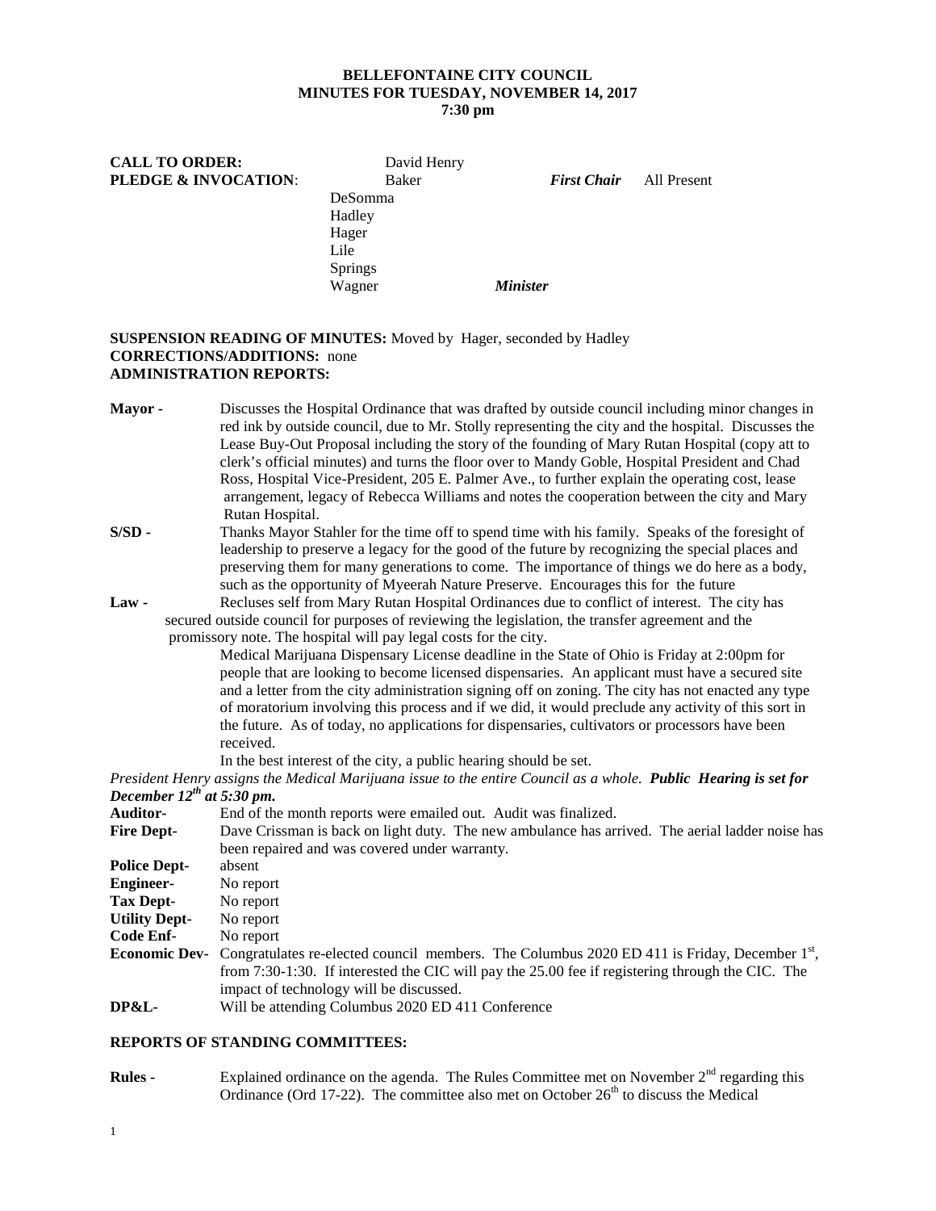**BELLEFONTAINE CITY COUNCIL**
**MINUTES FOR TUESDAY, NOVEMBER 14, 2017**
**7:30 pm**

**CALL TO ORDER:** David Henry
**PLEDGE & INVOCATION**: Baker *First Chair* All Present
DeSomma
Hadley
Hager
Lile
Springs
Wagner *Minister*

**SUSPENSION READING OF MINUTES:** Moved by Hager, seconded by Hadley
**CORRECTIONS/ADDITIONS:** none
**ADMINISTRATION REPORTS:**

**Mayor -** Discusses the Hospital Ordinance that was drafted by outside council including minor changes in red ink by outside council, due to Mr. Stolly representing the city and the hospital. Discusses the Lease Buy-Out Proposal including the story of the founding of Mary Rutan Hospital (copy att to clerk's official minutes) and turns the floor over to Mandy Goble, Hospital President and Chad Ross, Hospital Vice-President, 205 E. Palmer Ave., to further explain the operating cost, lease arrangement, legacy of Rebecca Williams and notes the cooperation between the city and Mary Rutan Hospital.

**S/SD -** Thanks Mayor Stahler for the time off to spend time with his family. Speaks of the foresight of leadership to preserve a legacy for the good of the future by recognizing the special places and preserving them for many generations to come. The importance of things we do here as a body, such as the opportunity of Myeerah Nature Preserve. Encourages this for the future

**Law -** Recluses self from Mary Rutan Hospital Ordinances due to conflict of interest. The city has secured outside council for purposes of reviewing the legislation, the transfer agreement and the promissory note. The hospital will pay legal costs for the city.

Medical Marijuana Dispensary License deadline in the State of Ohio is Friday at 2:00pm for people that are looking to become licensed dispensaries. An applicant must have a secured site and a letter from the city administration signing off on zoning. The city has not enacted any type of moratorium involving this process and if we did, it would preclude any activity of this sort in the future. As of today, no applications for dispensaries, cultivators or processors have been received.

In the best interest of the city, a public hearing should be set.

*President Henry assigns the Medical Marijuana issue to the entire Council as a whole.* ***Public Hearing is set for December 12th at 5:30 pm.***

**Auditor-** End of the month reports were emailed out. Audit was finalized.

**Fire Dept-** Dave Crissman is back on light duty. The new ambulance has arrived. The aerial ladder noise has been repaired and was covered under warranty.

**Police Dept-** absent

**Engineer-** No report

**Tax Dept-** No report

**Utility Dept-** No report

**Code Enf-** No report

**Economic Dev-** Congratulates re-elected council members. The Columbus 2020 ED 411 is Friday, December 1st, from 7:30-1:30. If interested the CIC will pay the 25.00 fee if registering through the CIC. The impact of technology will be discussed.

**DP&L-** Will be attending Columbus 2020 ED 411 Conference

**REPORTS OF STANDING COMMITTEES:**

**Rules -** Explained ordinance on the agenda. The Rules Committee met on November 2nd regarding this Ordinance (Ord 17-22). The committee also met on October 26th to discuss the Medical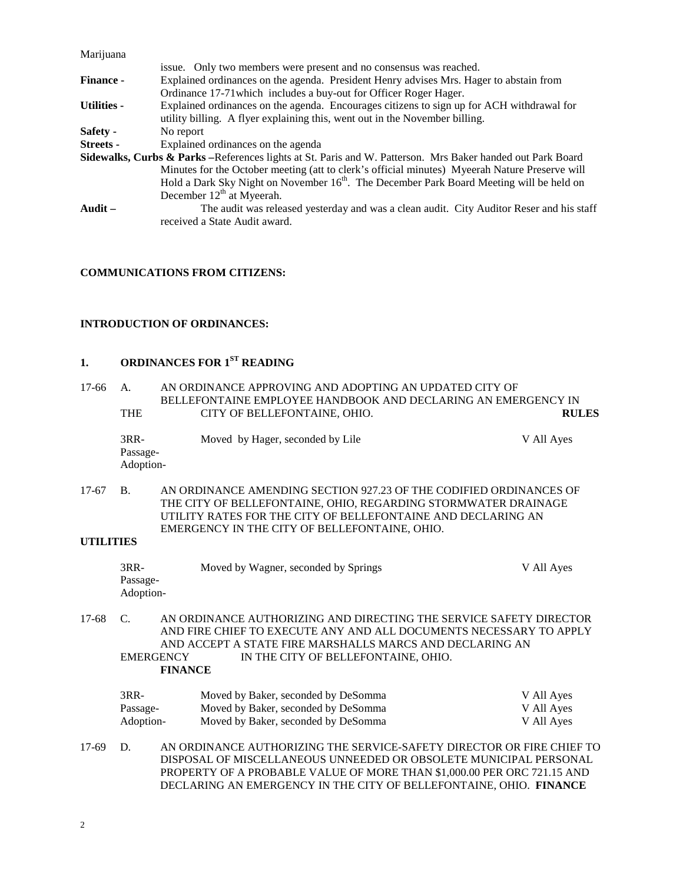Marijuana issue. Only two members were present and no consensus was reached.

**Finance -** Explained ordinances on the agenda. President Henry advises Mrs. Hager to abstain from Ordinance 17-71which includes a buy-out for Officer Roger Hager.

**Utilities -** Explained ordinances on the agenda. Encourages citizens to sign up for ACH withdrawal for utility billing. A flyer explaining this, went out in the November billing.

**Safety -** No report

**Streets -** Explained ordinances on the agenda

**Sidewalks, Curbs & Parks –** References lights at St. Paris and W. Patterson. Mrs Baker handed out Park Board Minutes for the October meeting (att to clerk's official minutes) Myeerah Nature Preserve will Hold a Dark Sky Night on November 16th. The December Park Board Meeting will be held on December 12th at Myeerah.

**Audit –** The audit was released yesterday and was a clean audit. City Auditor Reser and his staff received a State Audit award.

**COMMUNICATIONS FROM CITIZENS:**

**INTRODUCTION OF ORDINANCES:**

**1. ORDINANCES FOR 1ST READING**

17-66 A. AN ORDINANCE APPROVING AND ADOPTING AN UPDATED CITY OF BELLEFONTAINE EMPLOYEE HANDBOOK AND DECLARING AN EMERGENCY IN THE CITY OF BELLEFONTAINE, OHIO. **RULES**

| | | |
|---|---|---|
| 3RR- | Moved by Hager, seconded by Lile | V All Ayes |
| Passage- | | |
| Adoption- | | |

17-67 B. AN ORDINANCE AMENDING SECTION 927.23 OF THE CODIFIED ORDINANCES OF THE CITY OF BELLEFONTAINE, OHIO, REGARDING STORMWATER DRAINAGE UTILITY RATES FOR THE CITY OF BELLEFONTAINE AND DECLARING AN EMERGENCY IN THE CITY OF BELLEFONTAINE, OHIO. **UTILITIES**

| | | |
|---|---|---|
| 3RR- | Moved by Wagner, seconded by Springs | V All Ayes |
| Passage- | | |
| Adoption- | | |

17-68 C. AN ORDINANCE AUTHORIZING AND DIRECTING THE SERVICE SAFETY DIRECTOR AND FIRE CHIEF TO EXECUTE ANY AND ALL DOCUMENTS NECESSARY TO APPLY AND ACCEPT A STATE FIRE MARSHALLS MARCS AND DECLARING AN EMERGENCY IN THE CITY OF BELLEFONTAINE, OHIO. **FINANCE**

| | | |
|---|---|---|
| 3RR- | Moved by Baker, seconded by DeSomma | V All Ayes |
| Passage- | Moved by Baker, seconded by DeSomma | V All Ayes |
| Adoption- | Moved by Baker, seconded by DeSomma | V All Ayes |

17-69 D. AN ORDINANCE AUTHORIZING THE SERVICE-SAFETY DIRECTOR OR FIRE CHIEF TO DISPOSAL OF MISCELLANEOUS UNNEEDED OR OBSOLETE MUNICIPAL PERSONAL PROPERTY OF A PROBABLE VALUE OF MORE THAN $1,000.00 PER ORC 721.15 AND DECLARING AN EMERGENCY IN THE CITY OF BELLEFONTAINE, OHIO. **FINANCE**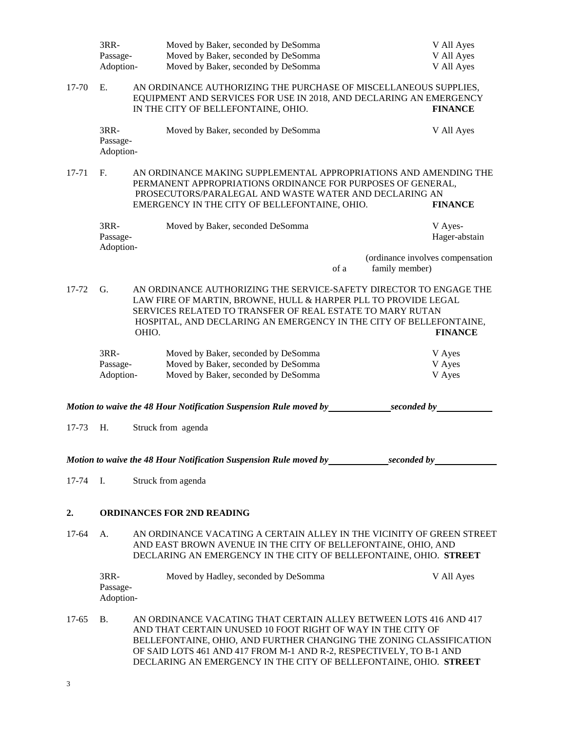| | | | |
|---|---|---|---|
| 3RR- | Moved by Baker, seconded by DeSomma | V All Ayes |
| Passage- | Moved by Baker, seconded by DeSomma | V All Ayes |
| Adoption- | Moved by Baker, seconded by DeSomma | V All Ayes |

17-70 E. AN ORDINANCE AUTHORIZING THE PURCHASE OF MISCELLANEOUS SUPPLIES, EQUIPMENT AND SERVICES FOR USE IN 2018, AND DECLARING AN EMERGENCY IN THE CITY OF BELLEFONTAINE, OHIO. **FINANCE**

| | | |
|---|---|---|
| 3RR- | Moved by Baker, seconded by DeSomma | V All Ayes |
| Passage- | | |
| Adoption- | | |

17-71 F. AN ORDINANCE MAKING SUPPLEMENTAL APPROPRIATIONS AND AMENDING THE PERMANENT APPROPRIATIONS ORDINANCE FOR PURPOSES OF GENERAL, PROSECUTORS/PARALEGAL AND WASTE WATER AND DECLARING AN EMERGENCY IN THE CITY OF BELLEFONTAINE, OHIO. **FINANCE**

| | | |
|---|---|---|
| 3RR- | Moved by Baker, seconded DeSomma | V Ayes- Hager-abstain |
| Passage- | | |
| Adoption- | | |

(ordinance involves compensation of a family member)

17-72 G. AN ORDINANCE AUTHORIZING THE SERVICE-SAFETY DIRECTOR TO ENGAGE THE LAW FIRE OF MARTIN, BROWNE, HULL & HARPER PLL TO PROVIDE LEGAL SERVICES RELATED TO TRANSFER OF REAL ESTATE TO MARY RUTAN HOSPITAL, AND DECLARING AN EMERGENCY IN THE CITY OF BELLEFONTAINE, OHIO. **FINANCE**

| | | |
|---|---|---|
| 3RR- | Moved by Baker, seconded by DeSomma | V Ayes |
| Passage- | Moved by Baker, seconded by DeSomma | V Ayes |
| Adoption- | Moved by Baker, seconded by DeSomma | V Ayes |

***Motion to waive the 48 Hour Notification Suspension Rule moved by\_\_\_\_\_\_\_\_\_\_\_\_ seconded by\_\_\_\_\_\_\_\_\_\_\_\_***

17-73 H. Struck from agenda

***Motion to waive the 48 Hour Notification Suspension Rule moved by\_\_\_\_\_\_\_\_\_\_\_\_ seconded by\_\_\_\_\_\_\_\_\_\_\_\_***

17-74 I. Struck from agenda

## 2. ORDINANCES FOR 2ND READING

17-64 A. AN ORDINANCE VACATING A CERTAIN ALLEY IN THE VICINITY OF GREEN STREET AND EAST BROWN AVENUE IN THE CITY OF BELLEFONTAINE, OHIO, AND DECLARING AN EMERGENCY IN THE CITY OF BELLEFONTAINE, OHIO. **STREET**

| | | |
|---|---|---|
| 3RR- | Moved by Hadley, seconded by DeSomma | V All Ayes |
| Passage- | | |
| Adoption- | | |

17-65 B. AN ORDINANCE VACATING THAT CERTAIN ALLEY BETWEEN LOTS 416 AND 417 AND THAT CERTAIN UNUSED 10 FOOT RIGHT OF WAY IN THE CITY OF BELLEFONTAINE, OHIO, AND FURTHER CHANGING THE ZONING CLASSIFICATION OF SAID LOTS 461 AND 417 FROM M-1 AND R-2, RESPECTIVELY, TO B-1 AND DECLARING AN EMERGENCY IN THE CITY OF BELLEFONTAINE, OHIO. **STREET**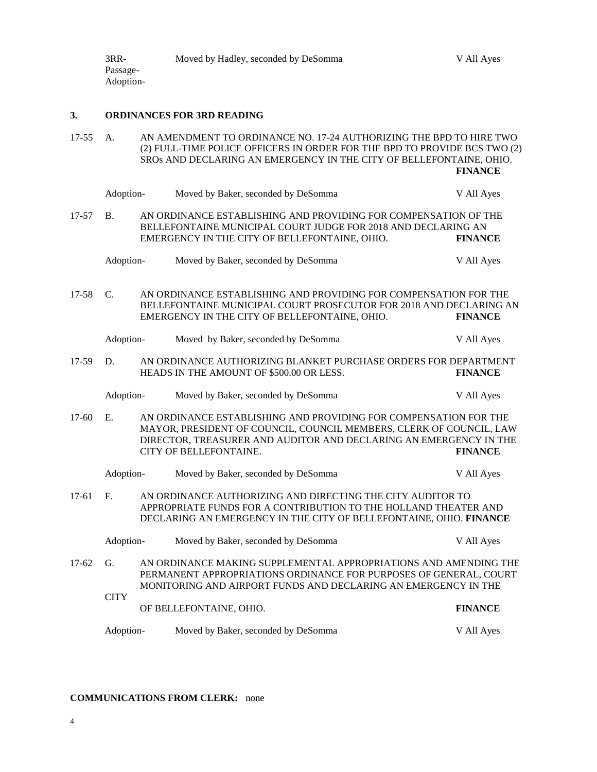3RR-Passage-Adoption- Moved by Hadley, seconded by DeSomma V All Ayes

## 3. ORDINANCES FOR 3RD READING

17-55 A. AN AMENDMENT TO ORDINANCE NO. 17-24 AUTHORIZING THE BPD TO HIRE TWO (2) FULL-TIME POLICE OFFICERS IN ORDER FOR THE BPD TO PROVIDE BCS TWO (2) SROs AND DECLARING AN EMERGENCY IN THE CITY OF BELLEFONTAINE, OHIO. **FINANCE**

Adoption- Moved by Baker, seconded by DeSomma V All Ayes

17-57 B. AN ORDINANCE ESTABLISHING AND PROVIDING FOR COMPENSATION OF THE BELLEFONTAINE MUNICIPAL COURT JUDGE FOR 2018 AND DECLARING AN EMERGENCY IN THE CITY OF BELLEFONTAINE, OHIO. **FINANCE**

Adoption- Moved by Baker, seconded by DeSomma V All Ayes

17-58 C. AN ORDINANCE ESTABLISHING AND PROVIDING FOR COMPENSATION FOR THE BELLEFONTAINE MUNICIPAL COURT PROSECUTOR FOR 2018 AND DECLARING AN EMERGENCY IN THE CITY OF BELLEFONTAINE, OHIO. **FINANCE**

Adoption- Moved by Baker, seconded by DeSomma V All Ayes

17-59 D. AN ORDINANCE AUTHORIZING BLANKET PURCHASE ORDERS FOR DEPARTMENT HEADS IN THE AMOUNT OF $500.00 OR LESS. **FINANCE**

Adoption- Moved by Baker, seconded by DeSomma V All Ayes

17-60 E. AN ORDINANCE ESTABLISHING AND PROVIDING FOR COMPENSATION FOR THE MAYOR, PRESIDENT OF COUNCIL, COUNCIL MEMBERS, CLERK OF COUNCIL, LAW DIRECTOR, TREASURER AND AUDITOR AND DECLARING AN EMERGENCY IN THE CITY OF BELLEFONTAINE. **FINANCE**

Adoption- Moved by Baker, seconded by DeSomma V All Ayes

17-61 F. AN ORDINANCE AUTHORIZING AND DIRECTING THE CITY AUDITOR TO APPROPRIATE FUNDS FOR A CONTRIBUTION TO THE HOLLAND THEATER AND DECLARING AN EMERGENCY IN THE CITY OF BELLEFONTAINE, OHIO. **FINANCE**

Adoption- Moved by Baker, seconded by DeSomma V All Ayes

17-62 G. AN ORDINANCE MAKING SUPPLEMENTAL APPROPRIATIONS AND AMENDING THE PERMANENT APPROPRIATIONS ORDINANCE FOR PURPOSES OF GENERAL, COURT MONITORING AND AIRPORT FUNDS AND DECLARING AN EMERGENCY IN THE CITY OF BELLEFONTAINE, OHIO. **FINANCE**

Adoption- Moved by Baker, seconded by DeSomma V All Ayes

**COMMUNICATIONS FROM CLERK:** none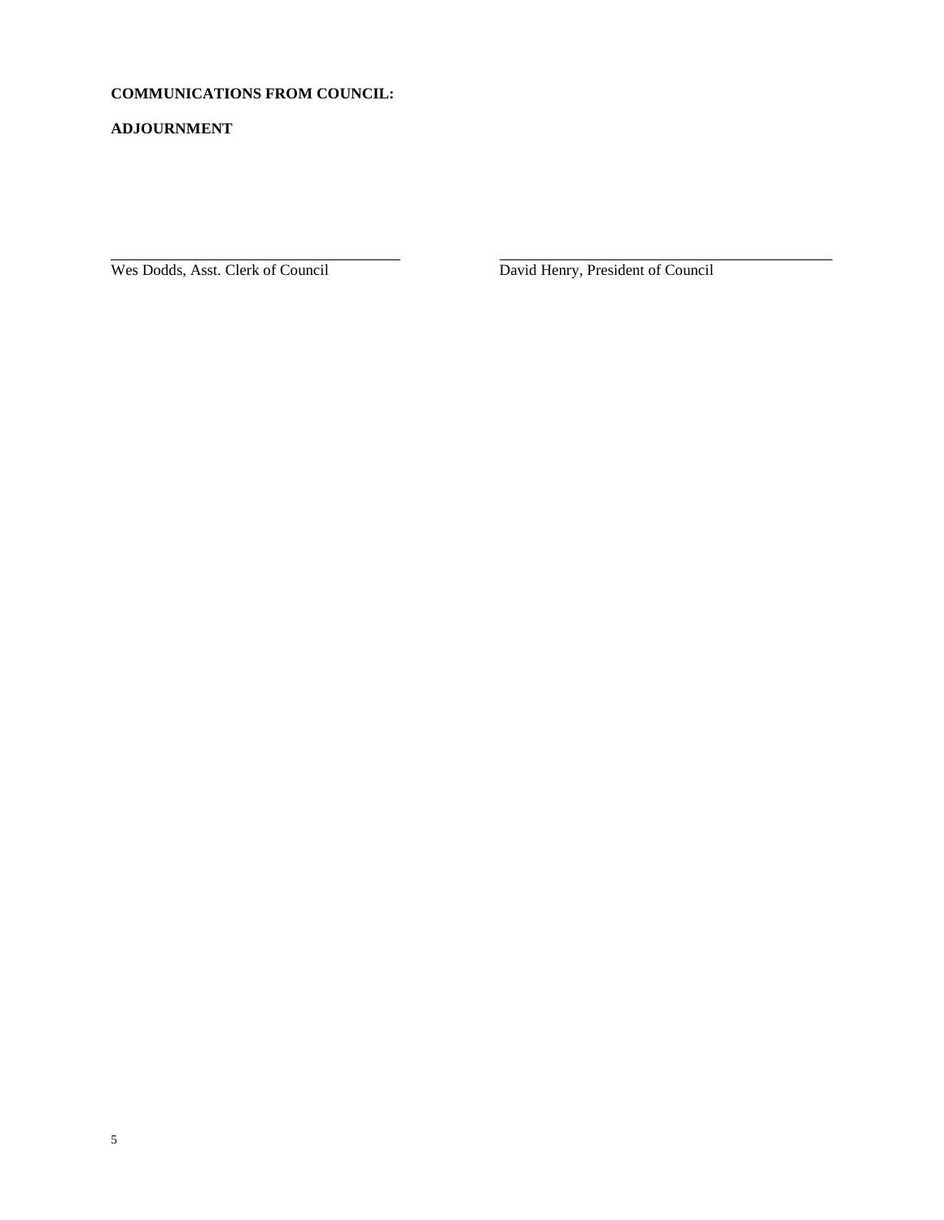**COMMUNICATIONS FROM COUNCIL:**

**ADJOURNMENT**

\_\_\_\_\_\_\_\_\_\_\_\_\_\_\_\_\_\_\_\_\_\_\_\_\_\_\_\_\_\_\_\_\_\_\_\_\_\_\_\_
Wes Dodds, Asst. Clerk of Council

\_\_\_\_\_\_\_\_\_\_\_\_\_\_\_\_\_\_\_\_\_\_\_\_\_\_\_\_\_\_\_\_\_\_\_\_\_\_\_\_
David Henry, President of Council